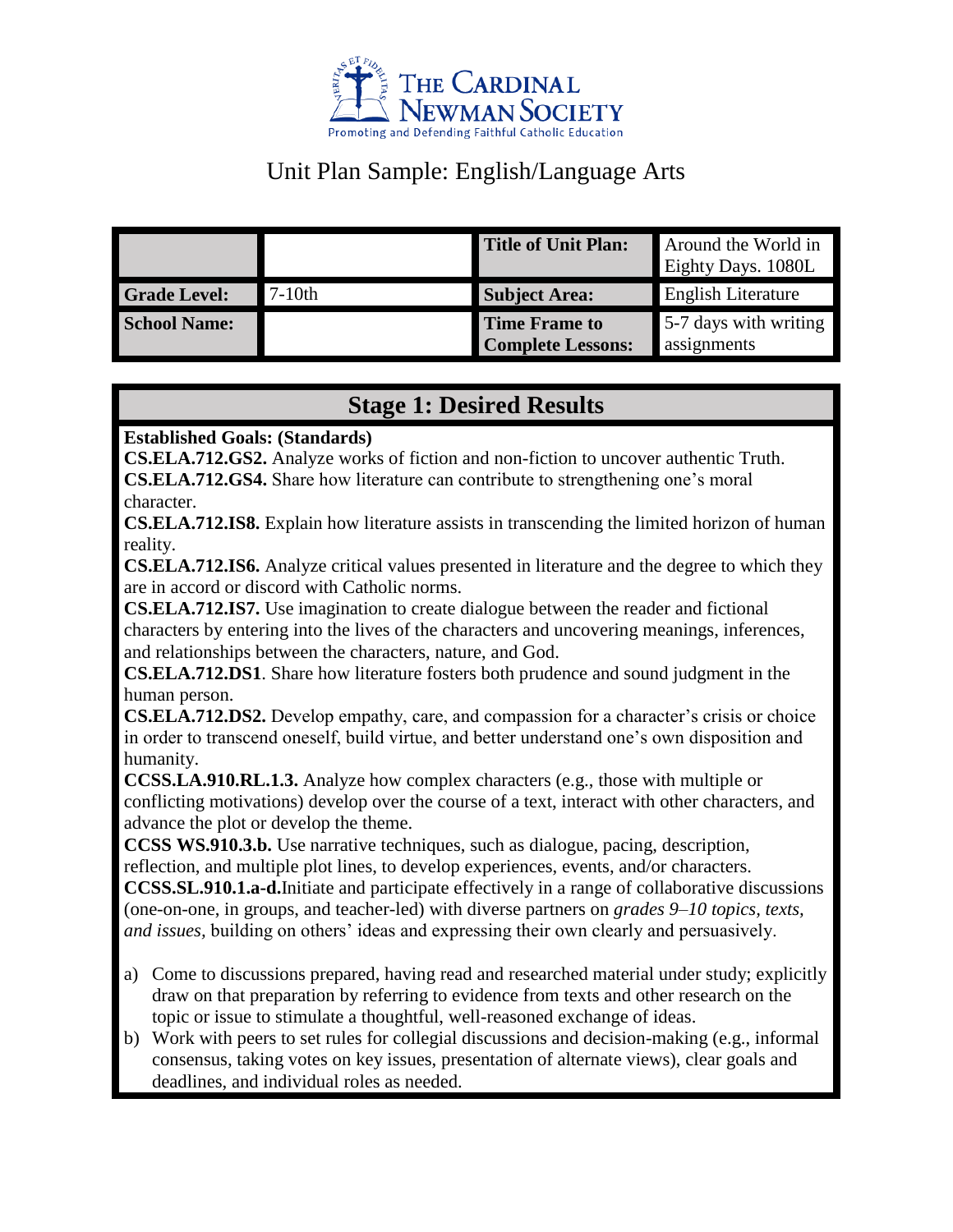The Cardinal Newman Society
Promoting and Defending Faithful Catholic Education

# Unit Plan Sample: English/Language Arts

| | | | |
|---|---|---|---|
| | | **Title of Unit Plan:** | Around the World in Eighty Days. 1080L |
| **Grade Level:** | 7-10th | **Subject Area:** | English Literature |
| **School Name:** | | **Time Frame to Complete Lessons:** | 5-7 days with writing assignments |

## Stage 1: Desired Results

**Established Goals: (Standards)**

**CS.ELA.712.GS2.** Analyze works of fiction and non-fiction to uncover authentic Truth.
**CS.ELA.712.GS4.** Share how literature can contribute to strengthening one's moral character.
**CS.ELA.712.IS8.** Explain how literature assists in transcending the limited horizon of human reality.
**CS.ELA.712.IS6.** Analyze critical values presented in literature and the degree to which they are in accord or discord with Catholic norms.
**CS.ELA.712.IS7.** Use imagination to create dialogue between the reader and fictional characters by entering into the lives of the characters and uncovering meanings, inferences, and relationships between the characters, nature, and God.
**CS.ELA.712.DS1**. Share how literature fosters both prudence and sound judgment in the human person.
**CS.ELA.712.DS2.** Develop empathy, care, and compassion for a character's crisis or choice in order to transcend oneself, build virtue, and better understand one's own disposition and humanity.
**CCSS.LA.910.RL.1.3.** Analyze how complex characters (e.g., those with multiple or conflicting motivations) develop over the course of a text, interact with other characters, and advance the plot or develop the theme.
**CCSS WS.910.3.b.** Use narrative techniques, such as dialogue, pacing, description, reflection, and multiple plot lines, to develop experiences, events, and/or characters.
**CCSS.SL.910.1.a-d.**Initiate and participate effectively in a range of collaborative discussions (one-on-one, in groups, and teacher-led) with diverse partners on *grades 9–10 topics, texts, and issues,* building on others' ideas and expressing their own clearly and persuasively.

a) Come to discussions prepared, having read and researched material under study; explicitly draw on that preparation by referring to evidence from texts and other research on the topic or issue to stimulate a thoughtful, well-reasoned exchange of ideas.
b) Work with peers to set rules for collegial discussions and decision-making (e.g., informal consensus, taking votes on key issues, presentation of alternate views), clear goals and deadlines, and individual roles as needed.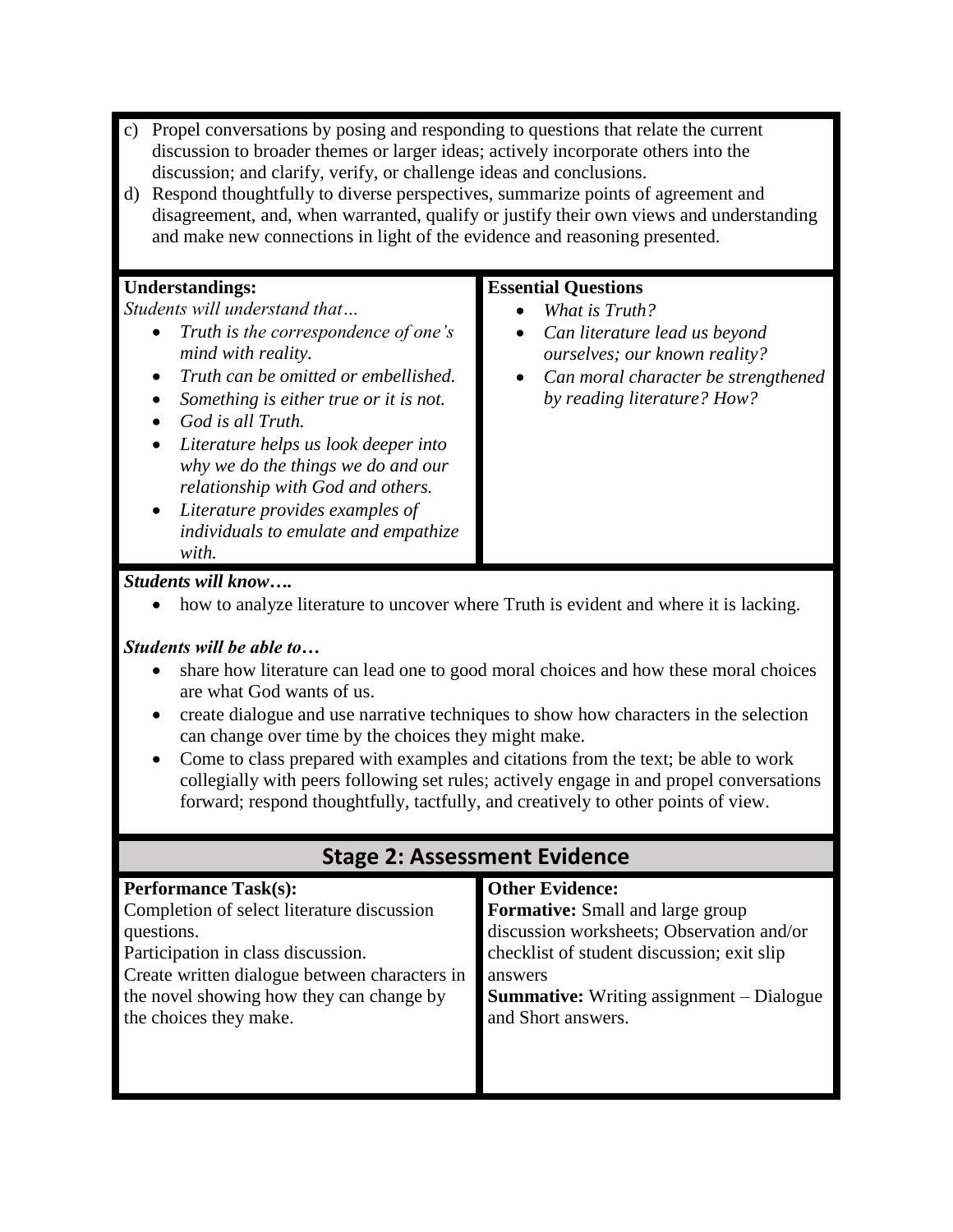c) Propel conversations by posing and responding to questions that relate the current discussion to broader themes or larger ideas; actively incorporate others into the discussion; and clarify, verify, or challenge ideas and conclusions.
d) Respond thoughtfully to diverse perspectives, summarize points of agreement and disagreement, and, when warranted, qualify or justify their own views and understanding and make new connections in light of the evidence and reasoning presented.

| **Understandings:** | **Essential Questions** |
| --- | --- |
| *Students will understand that…*<br>• *Truth is the correspondence of one's mind with reality.*<br>• *Truth can be omitted or embellished.*<br>• *Something is either true or it is not.*<br>• *God is all Truth.*<br>• *Literature helps us look deeper into why we do the things we do and our relationship with God and others.*<br>• *Literature provides examples of individuals to emulate and empathize with.* | • *What is Truth?*<br>• *Can literature lead us beyond ourselves; our known reality?*<br>• *Can moral character be strengthened by reading literature? How?* |

***Students will know….***

- how to analyze literature to uncover where Truth is evident and where it is lacking.

***Students will be able to…***

- share how literature can lead one to good moral choices and how these moral choices are what God wants of us.
- create dialogue and use narrative techniques to show how characters in the selection can change over time by the choices they might make.
- Come to class prepared with examples and citations from the text; be able to work collegially with peers following set rules; actively engage in and propel conversations forward; respond thoughtfully, tactfully, and creatively to other points of view.

## Stage 2: Assessment Evidence

| **Performance Task(s):** | **Other Evidence:** |
| --- | --- |
| Completion of select literature discussion questions.<br>Participation in class discussion.<br>Create written dialogue between characters in the novel showing how they can change by the choices they make. | **Formative:** Small and large group discussion worksheets; Observation and/or checklist of student discussion; exit slip answers<br>**Summative:** Writing assignment – Dialogue and Short answers. |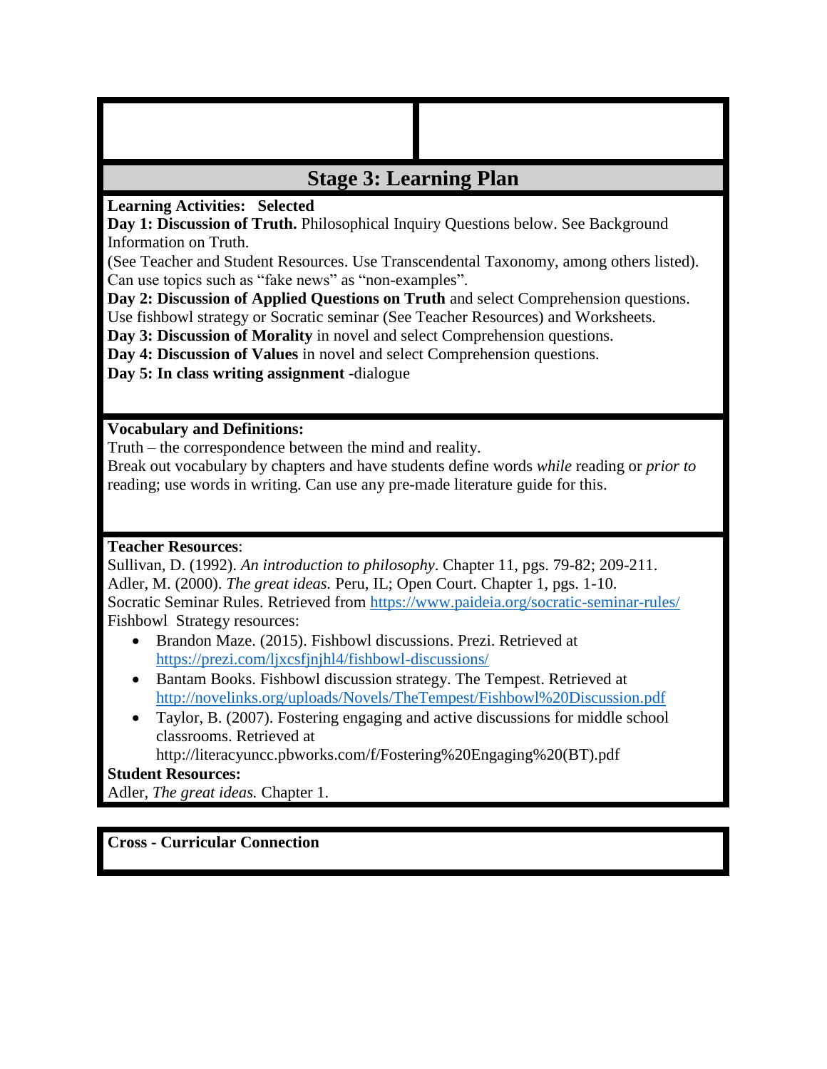## Stage 3: Learning Plan

**Learning Activities: Selected**
**Day 1: Discussion of Truth.** Philosophical Inquiry Questions below. See Background Information on Truth.
(See Teacher and Student Resources. Use Transcendental Taxonomy, among others listed). Can use topics such as "fake news" as "non-examples".
**Day 2: Discussion of Applied Questions on Truth** and select Comprehension questions. Use fishbowl strategy or Socratic seminar (See Teacher Resources) and Worksheets.
**Day 3: Discussion of Morality** in novel and select Comprehension questions.
**Day 4: Discussion of Values** in novel and select Comprehension questions.
**Day 5: In class writing assignment** -dialogue

**Vocabulary and Definitions:**
Truth – the correspondence between the mind and reality.
Break out vocabulary by chapters and have students define words *while* reading or *prior to* reading; use words in writing. Can use any pre-made literature guide for this.

**Teacher Resources**:
Sullivan, D. (1992). *An introduction to philosophy*. Chapter 11, pgs. 79-82; 209-211.
Adler, M. (2000). *The great ideas.* Peru, IL; Open Court. Chapter 1, pgs. 1-10.
Socratic Seminar Rules. Retrieved from https://www.paideia.org/socratic-seminar-rules/
Fishbowl Strategy resources:

- Brandon Maze. (2015). Fishbowl discussions. Prezi. Retrieved at https://prezi.com/ljxcsfjnjhl4/fishbowl-discussions/
- Bantam Books. Fishbowl discussion strategy. The Tempest. Retrieved at http://novelinks.org/uploads/Novels/TheTempest/Fishbowl%20Discussion.pdf
- Taylor, B. (2007). Fostering engaging and active discussions for middle school classrooms. Retrieved at http://literacyuncc.pbworks.com/f/Fostering%20Engaging%20(BT).pdf

**Student Resources:**
Adler, *The great ideas.* Chapter 1.

**Cross - Curricular Connection**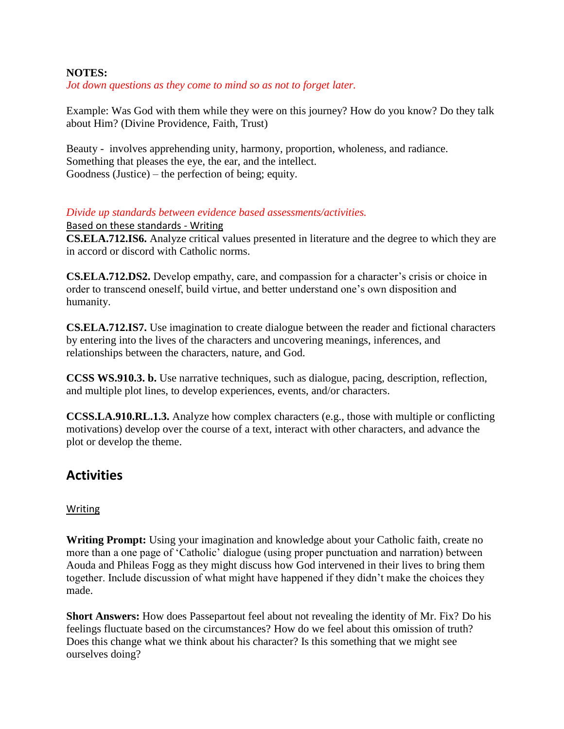**NOTES:**

*Jot down questions as they come to mind so as not to forget later.*

Example: Was God with them while they were on this journey? How do you know? Do they talk about Him? (Divine Providence, Faith, Trust)

Beauty - involves apprehending unity, harmony, proportion, wholeness, and radiance. Something that pleases the eye, the ear, and the intellect.
Goodness (Justice) – the perfection of being; equity.

*Divide up standards between evidence based assessments/activities.*

Based on these standards - Writing

**CS.ELA.712.IS6.** Analyze critical values presented in literature and the degree to which they are in accord or discord with Catholic norms.

**CS.ELA.712.DS2.** Develop empathy, care, and compassion for a character's crisis or choice in order to transcend oneself, build virtue, and better understand one's own disposition and humanity.

**CS.ELA.712.IS7.** Use imagination to create dialogue between the reader and fictional characters by entering into the lives of the characters and uncovering meanings, inferences, and relationships between the characters, nature, and God.

**CCSS WS.910.3. b.** Use narrative techniques, such as dialogue, pacing, description, reflection, and multiple plot lines, to develop experiences, events, and/or characters.

**CCSS.LA.910.RL.1.3.** Analyze how complex characters (e.g., those with multiple or conflicting motivations) develop over the course of a text, interact with other characters, and advance the plot or develop the theme.

## Activities

Writing

**Writing Prompt:** Using your imagination and knowledge about your Catholic faith, create no more than a one page of 'Catholic' dialogue (using proper punctuation and narration) between Aouda and Phileas Fogg as they might discuss how God intervened in their lives to bring them together. Include discussion of what might have happened if they didn't make the choices they made.

**Short Answers:** How does Passepartout feel about not revealing the identity of Mr. Fix? Do his feelings fluctuate based on the circumstances? How do we feel about this omission of truth? Does this change what we think about his character? Is this something that we might see ourselves doing?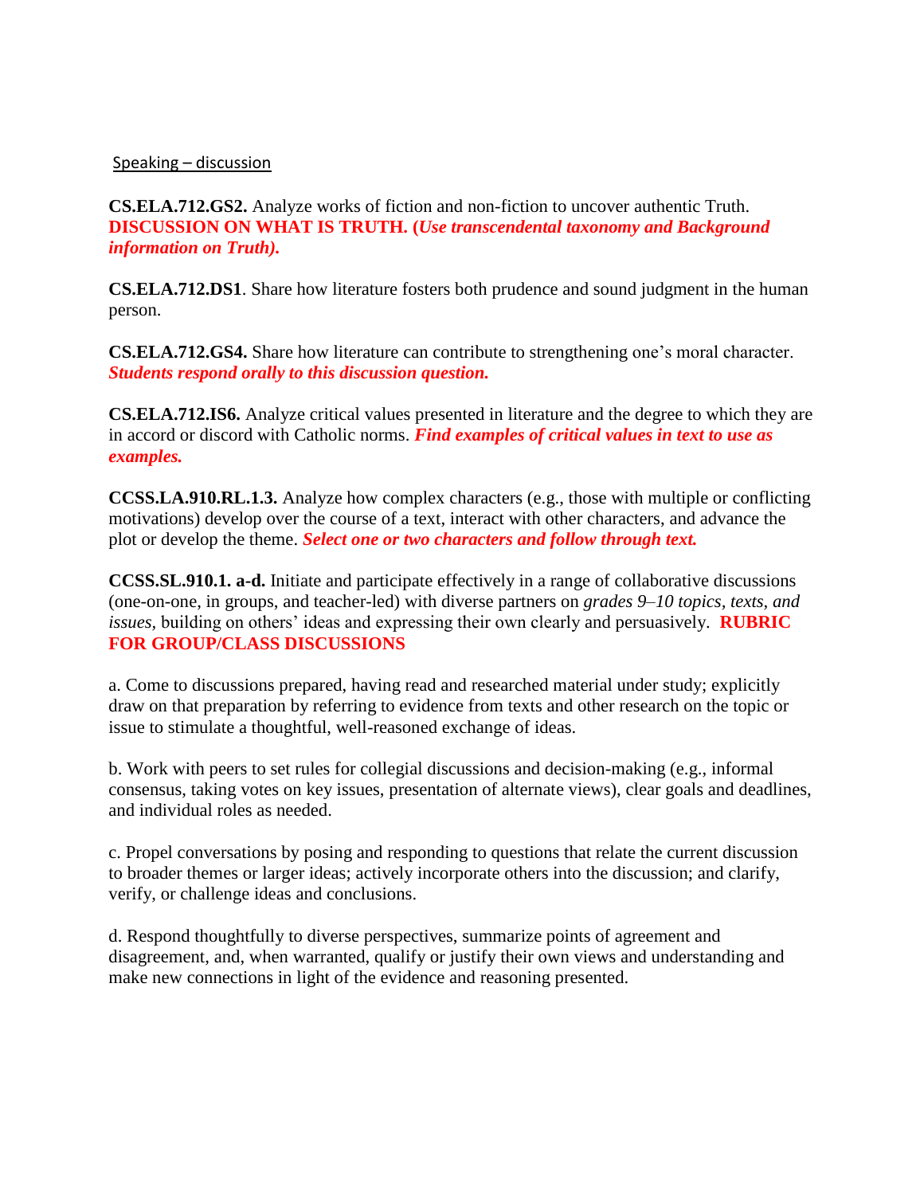Speaking – discussion

**CS.ELA.712.GS2.** Analyze works of fiction and non-fiction to uncover authentic Truth. **DISCUSSION ON WHAT IS TRUTH. (*Use transcendental taxonomy and Background information on Truth).***

**CS.ELA.712.DS1**. Share how literature fosters both prudence and sound judgment in the human person.

**CS.ELA.712.GS4.** Share how literature can contribute to strengthening one's moral character. ***Students respond orally to this discussion question.***

**CS.ELA.712.IS6.** Analyze critical values presented in literature and the degree to which they are in accord or discord with Catholic norms. ***Find examples of critical values in text to use as examples.***

**CCSS.LA.910.RL.1.3.** Analyze how complex characters (e.g., those with multiple or conflicting motivations) develop over the course of a text, interact with other characters, and advance the plot or develop the theme. ***Select one or two characters and follow through text.***

**CCSS.SL.910.1. a-d.** Initiate and participate effectively in a range of collaborative discussions (one-on-one, in groups, and teacher-led) with diverse partners on *grades 9–10 topics, texts, and issues,* building on others' ideas and expressing their own clearly and persuasively. **RUBRIC FOR GROUP/CLASS DISCUSSIONS**

a. Come to discussions prepared, having read and researched material under study; explicitly draw on that preparation by referring to evidence from texts and other research on the topic or issue to stimulate a thoughtful, well-reasoned exchange of ideas.

b. Work with peers to set rules for collegial discussions and decision-making (e.g., informal consensus, taking votes on key issues, presentation of alternate views), clear goals and deadlines, and individual roles as needed.

c. Propel conversations by posing and responding to questions that relate the current discussion to broader themes or larger ideas; actively incorporate others into the discussion; and clarify, verify, or challenge ideas and conclusions.

d. Respond thoughtfully to diverse perspectives, summarize points of agreement and disagreement, and, when warranted, qualify or justify their own views and understanding and make new connections in light of the evidence and reasoning presented.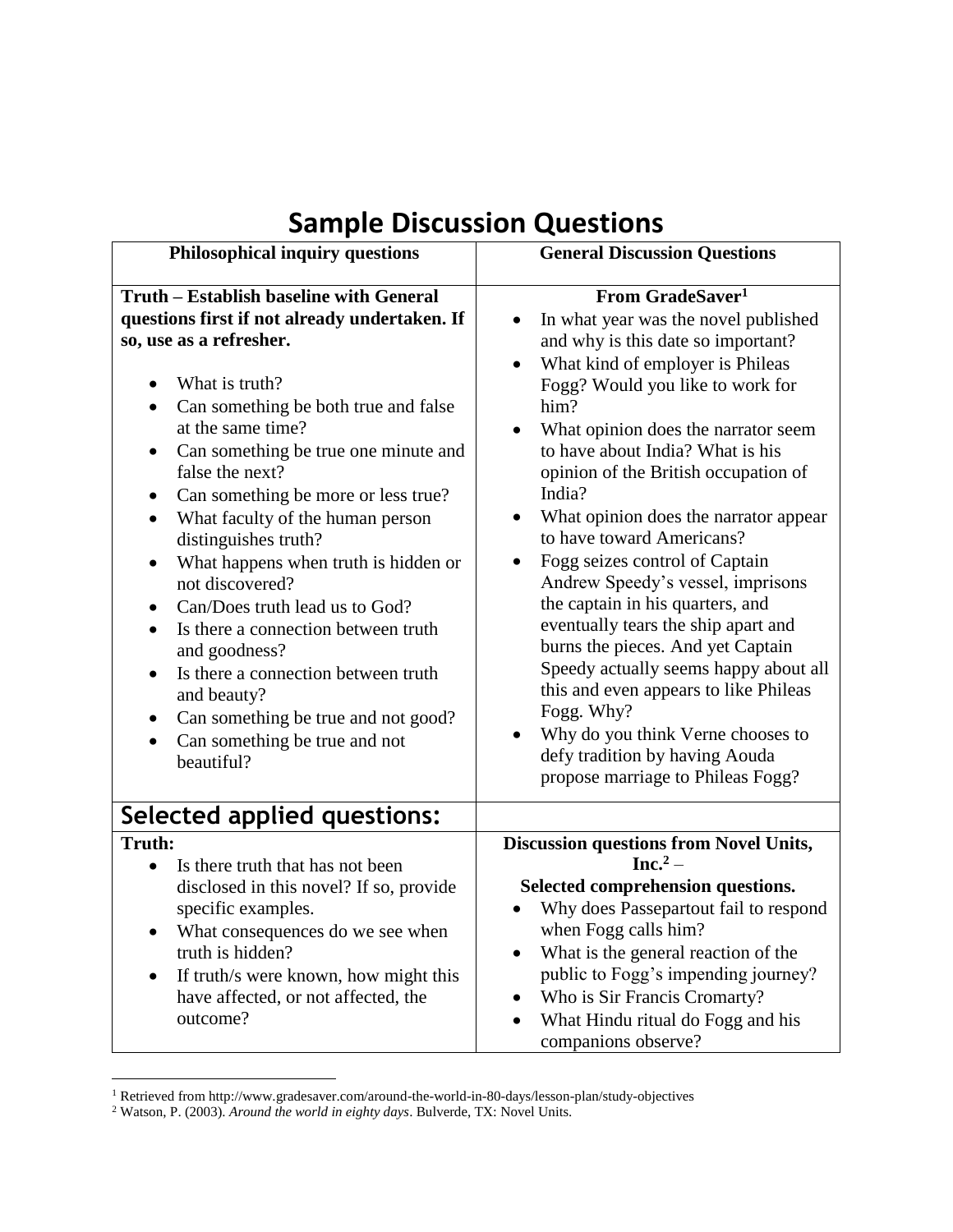# Sample Discussion Questions

| Philosophical inquiry questions | General Discussion Questions |
|---|---|
| **Truth – Establish baseline with General questions first if not already undertaken. If so, use as a refresher.**<br>• What is truth?<br>• Can something be both true and false at the same time?<br>• Can something be true one minute and false the next?<br>• Can something be more or less true?<br>• What faculty of the human person distinguishes truth?<br>• What happens when truth is hidden or not discovered?<br>• Can/Does truth lead us to God?<br>• Is there a connection between truth and goodness?<br>• Is there a connection between truth and beauty?<br>• Can something be true and not good?<br>• Can something be true and not beautiful? | **From GradeSaver[1]**<br>• In what year was the novel published and why is this date so important?<br>• What kind of employer is Phileas Fogg? Would you like to work for him?<br>• What opinion does the narrator seem to have about India? What is his opinion of the British occupation of India?<br>• What opinion does the narrator appear to have toward Americans?<br>• Fogg seizes control of Captain Andrew Speedy's vessel, imprisons the captain in his quarters, and eventually tears the ship apart and burns the pieces. And yet Captain Speedy actually seems happy about all this and even appears to like Phileas Fogg. Why?<br>• Why do you think Verne chooses to defy tradition by having Aouda propose marriage to Phileas Fogg? |
| **Selected applied questions:** | |
| **Truth:**<br>• Is there truth that has not been disclosed in this novel? If so, provide specific examples.<br>• What consequences do we see when truth is hidden?<br>• If truth/s were known, how might this have affected, or not affected, the outcome? | **Discussion questions from Novel Units, Inc.[2] –**<br>**Selected comprehension questions.**<br>• Why does Passepartout fail to respond when Fogg calls him?<br>• What is the general reaction of the public to Fogg's impending journey?<br>• Who is Sir Francis Cromarty?<br>• What Hindu ritual do Fogg and his companions observe? |

[1] Retrieved from http://www.gradesaver.com/around-the-world-in-80-days/lesson-plan/study-objectives

[2] Watson, P. (2003). *Around the world in eighty days*. Bulverde, TX: Novel Units.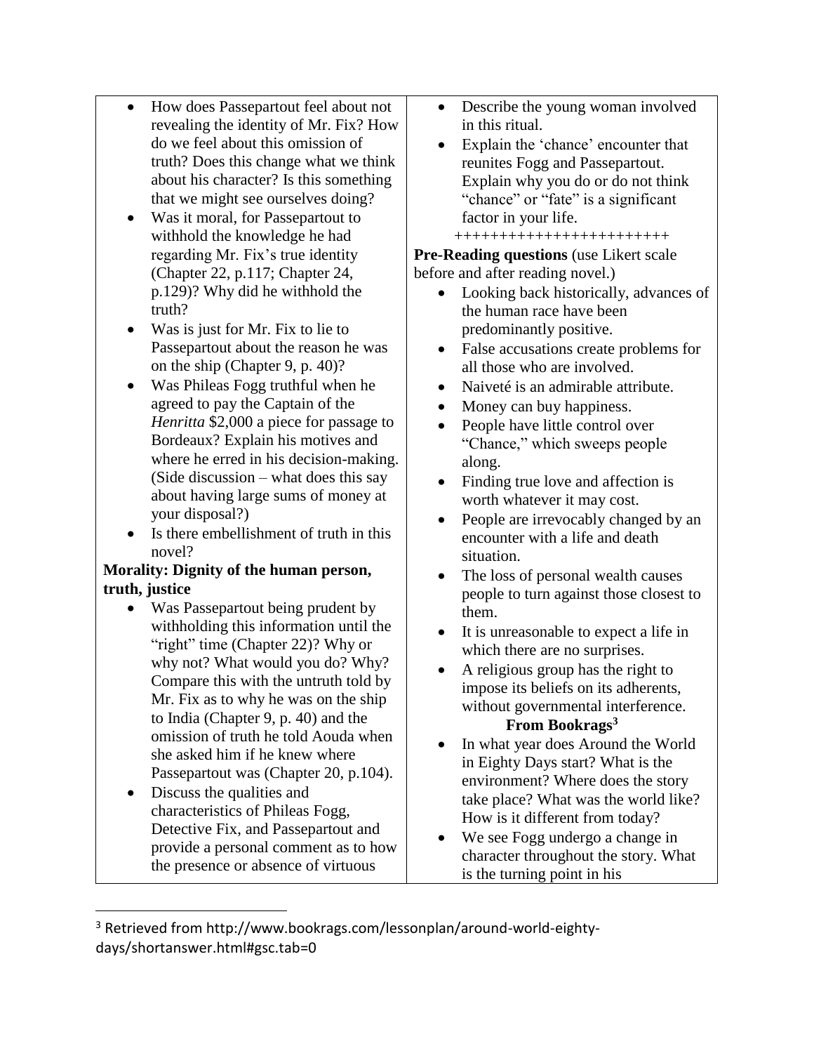- How does Passepartout feel about not revealing the identity of Mr. Fix? How do we feel about this omission of truth? Does this change what we think about his character? Is this something that we might see ourselves doing?
- Was it moral, for Passepartout to withhold the knowledge he had regarding Mr. Fix's true identity (Chapter 22, p.117; Chapter 24, p.129)? Why did he withhold the truth?
- Was is just for Mr. Fix to lie to Passepartout about the reason he was on the ship (Chapter 9, p. 40)?
- Was Phileas Fogg truthful when he agreed to pay the Captain of the *Henritta* $2,000 a piece for passage to Bordeaux? Explain his motives and where he erred in his decision-making. (Side discussion – what does this say about having large sums of money at your disposal?)
- Is there embellishment of truth in this novel?

**Morality: Dignity of the human person, truth, justice**

- Was Passepartout being prudent by withholding this information until the "right" time (Chapter 22)? Why or why not? What would you do? Why? Compare this with the untruth told by Mr. Fix as to why he was on the ship to India (Chapter 9, p. 40) and the omission of truth he told Aouda when she asked him if he knew where Passepartout was (Chapter 20, p.104).
- Discuss the qualities and characteristics of Phileas Fogg, Detective Fix, and Passepartout and provide a personal comment as to how the presence or absence of virtuous

- Describe the young woman involved in this ritual.
- Explain the 'chance' encounter that reunites Fogg and Passepartout. Explain why you do or do not think "chance" or "fate" is a significant factor in your life.

++++++++++++++++++++++++

**Pre-Reading questions** (use Likert scale before and after reading novel.)

- Looking back historically, advances of the human race have been predominantly positive.
- False accusations create problems for all those who are involved.
- Naiveté is an admirable attribute.
- Money can buy happiness.
- People have little control over "Chance," which sweeps people along.
- Finding true love and affection is worth whatever it may cost.
- People are irrevocably changed by an encounter with a life and death situation.
- The loss of personal wealth causes people to turn against those closest to them.
- It is unreasonable to expect a life in which there are no surprises.
- A religious group has the right to impose its beliefs on its adherents, without governmental interference.

**From Bookrags[3]**

- In what year does Around the World in Eighty Days start? What is the environment? Where does the story take place? What was the world like? How is it different from today?
- We see Fogg undergo a change in character throughout the story. What is the turning point in his

[3] Retrieved from http://www.bookrags.com/lessonplan/around-world-eighty-days/shortanswer.html#gsc.tab=0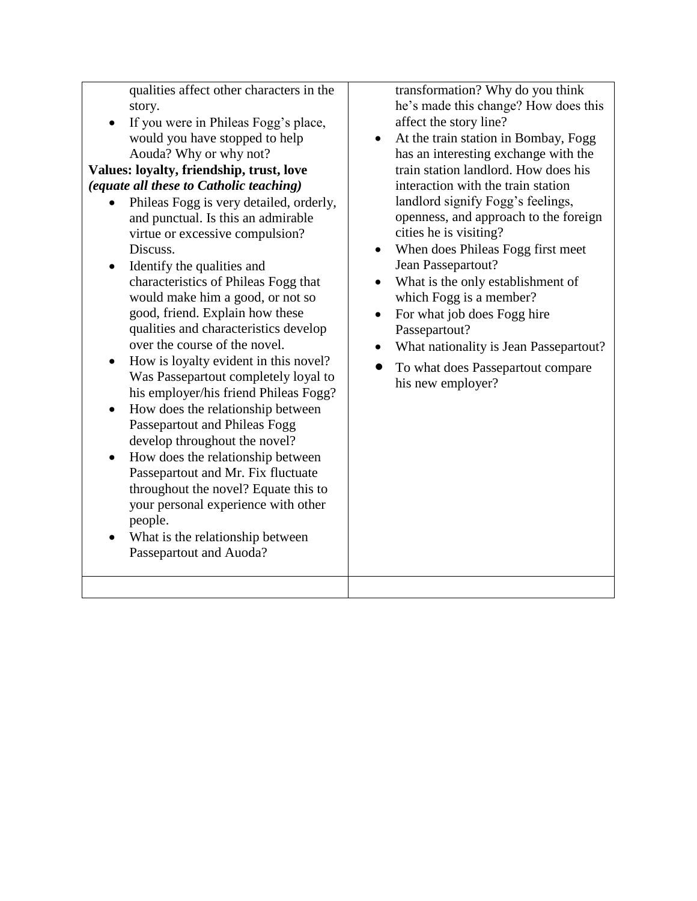| | |
|---|---|
| qualities affect other characters in the story.<br>• If you were in Phileas Fogg's place, would you have stopped to help Aouda? Why or why not?<br>**Values: loyalty, friendship, trust, love *(equate all these to Catholic teaching)***<br>• Phileas Fogg is very detailed, orderly, and punctual. Is this an admirable virtue or excessive compulsion? Discuss.<br>• Identify the qualities and characteristics of Phileas Fogg that would make him a good, or not so good, friend. Explain how these qualities and characteristics develop over the course of the novel.<br>• How is loyalty evident in this novel? Was Passepartout completely loyal to his employer/his friend Phileas Fogg?<br>• How does the relationship between Passepartout and Phileas Fogg develop throughout the novel?<br>• How does the relationship between Passepartout and Mr. Fix fluctuate throughout the novel? Equate this to your personal experience with other people.<br>• What is the relationship between Passepartout and Auoda? | transformation? Why do you think he's made this change? How does this affect the story line?<br>• At the train station in Bombay, Fogg has an interesting exchange with the train station landlord. How does his interaction with the train station landlord signify Fogg's feelings, openness, and approach to the foreign cities he is visiting?<br>• When does Phileas Fogg first meet Jean Passepartout?<br>• What is the only establishment of which Fogg is a member?<br>• For what job does Fogg hire Passepartout?<br>• What nationality is Jean Passepartout?<br>• To what does Passepartout compare his new employer? |
| | |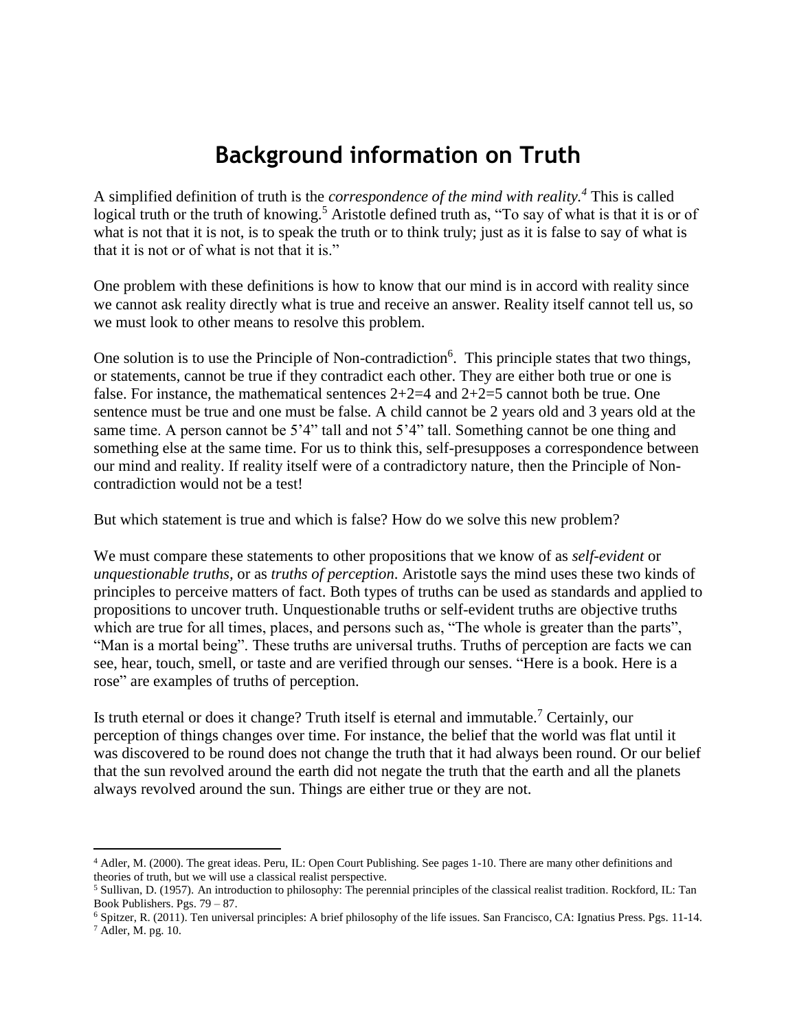# Background information on Truth

A simplified definition of truth is the *correspondence of the mind with reality.*[4] This is called logical truth or the truth of knowing.[5] Aristotle defined truth as, "To say of what is that it is or of what is not that it is not, is to speak the truth or to think truly; just as it is false to say of what is that it is not or of what is not that it is."

One problem with these definitions is how to know that our mind is in accord with reality since we cannot ask reality directly what is true and receive an answer. Reality itself cannot tell us, so we must look to other means to resolve this problem.

One solution is to use the Principle of Non-contradiction[6]. This principle states that two things, or statements, cannot be true if they contradict each other. They are either both true or one is false. For instance, the mathematical sentences 2+2=4 and 2+2=5 cannot both be true. One sentence must be true and one must be false. A child cannot be 2 years old and 3 years old at the same time. A person cannot be 5'4" tall and not 5'4" tall. Something cannot be one thing and something else at the same time. For us to think this, self-presupposes a correspondence between our mind and reality. If reality itself were of a contradictory nature, then the Principle of Non-contradiction would not be a test!

But which statement is true and which is false? How do we solve this new problem?

We must compare these statements to other propositions that we know of as *self-evident* or *unquestionable truths,* or as *truths of perception*. Aristotle says the mind uses these two kinds of principles to perceive matters of fact. Both types of truths can be used as standards and applied to propositions to uncover truth. Unquestionable truths or self-evident truths are objective truths which are true for all times, places, and persons such as, "The whole is greater than the parts", "Man is a mortal being". These truths are universal truths. Truths of perception are facts we can see, hear, touch, smell, or taste and are verified through our senses. "Here is a book. Here is a rose" are examples of truths of perception.

Is truth eternal or does it change? Truth itself is eternal and immutable.[7] Certainly, our perception of things changes over time. For instance, the belief that the world was flat until it was discovered to be round does not change the truth that it had always been round. Or our belief that the sun revolved around the earth did not negate the truth that the earth and all the planets always revolved around the sun. Things are either true or they are not.

---

[4] Adler, M. (2000). The great ideas. Peru, IL: Open Court Publishing. See pages 1-10. There are many other definitions and theories of truth, but we will use a classical realist perspective.

[5] Sullivan, D. (1957). An introduction to philosophy: The perennial principles of the classical realist tradition. Rockford, IL: Tan Book Publishers. Pgs. 79 – 87.

[6] Spitzer, R. (2011). Ten universal principles: A brief philosophy of the life issues. San Francisco, CA: Ignatius Press. Pgs. 11-14.

[7] Adler, M. pg. 10.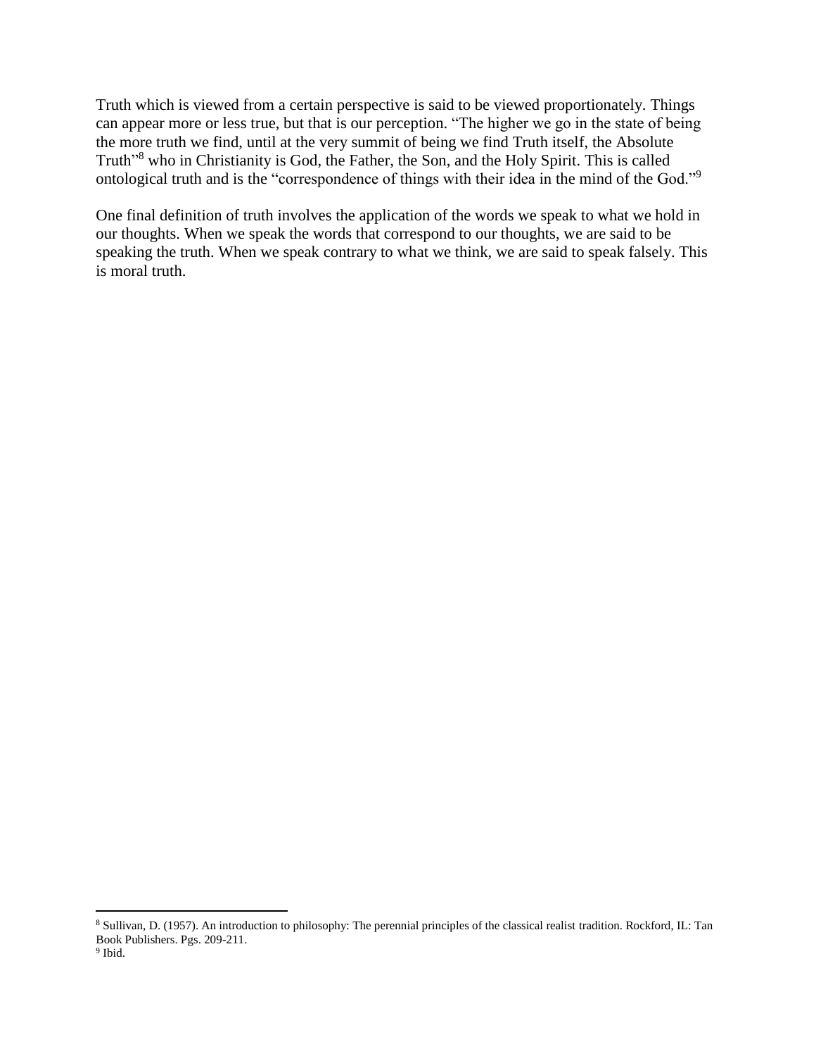Truth which is viewed from a certain perspective is said to be viewed proportionately. Things can appear more or less true, but that is our perception. "The higher we go in the state of being the more truth we find, until at the very summit of being we find Truth itself, the Absolute Truth"[8] who in Christianity is God, the Father, the Son, and the Holy Spirit. This is called ontological truth and is the "correspondence of things with their idea in the mind of the God."[9]

One final definition of truth involves the application of the words we speak to what we hold in our thoughts. When we speak the words that correspond to our thoughts, we are said to be speaking the truth. When we speak contrary to what we think, we are said to speak falsely. This is moral truth.

---

[8] Sullivan, D. (1957). An introduction to philosophy: The perennial principles of the classical realist tradition. Rockford, IL: Tan Book Publishers. Pgs. 209-211.

[9] Ibid.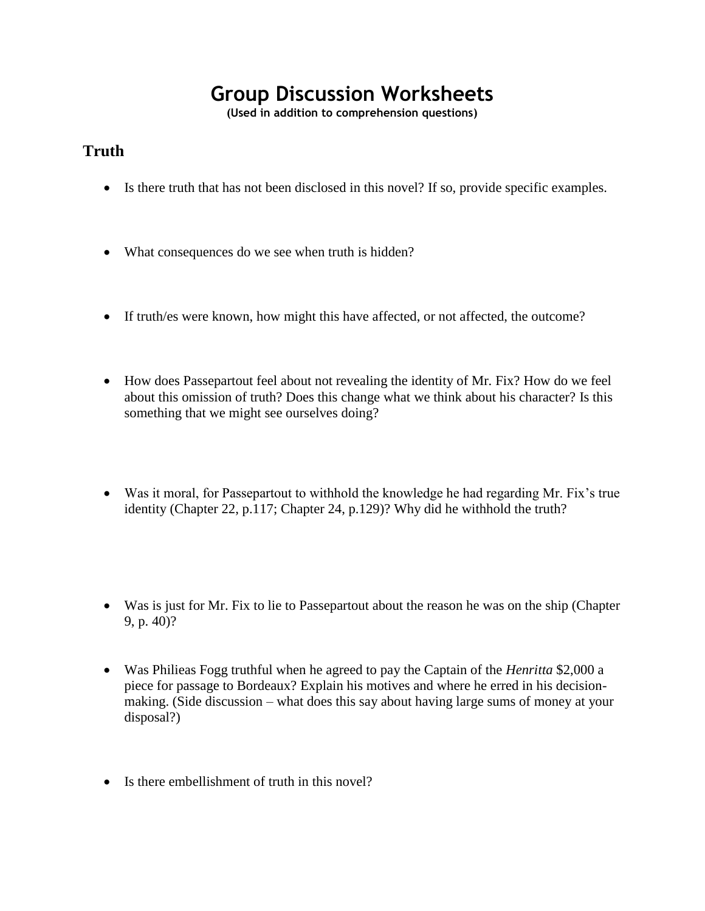# Group Discussion Worksheets

**(Used in addition to comprehension questions)**

## Truth

- Is there truth that has not been disclosed in this novel? If so, provide specific examples.
- What consequences do we see when truth is hidden?
- If truth/es were known, how might this have affected, or not affected, the outcome?
- How does Passepartout feel about not revealing the identity of Mr. Fix? How do we feel about this omission of truth? Does this change what we think about his character? Is this something that we might see ourselves doing?
- Was it moral, for Passepartout to withhold the knowledge he had regarding Mr. Fix's true identity (Chapter 22, p.117; Chapter 24, p.129)? Why did he withhold the truth?
- Was is just for Mr. Fix to lie to Passepartout about the reason he was on the ship (Chapter 9, p. 40)?
- Was Philieas Fogg truthful when he agreed to pay the Captain of the *Henritta* $2,000 a piece for passage to Bordeaux? Explain his motives and where he erred in his decision-making. (Side discussion – what does this say about having large sums of money at your disposal?)
- Is there embellishment of truth in this novel?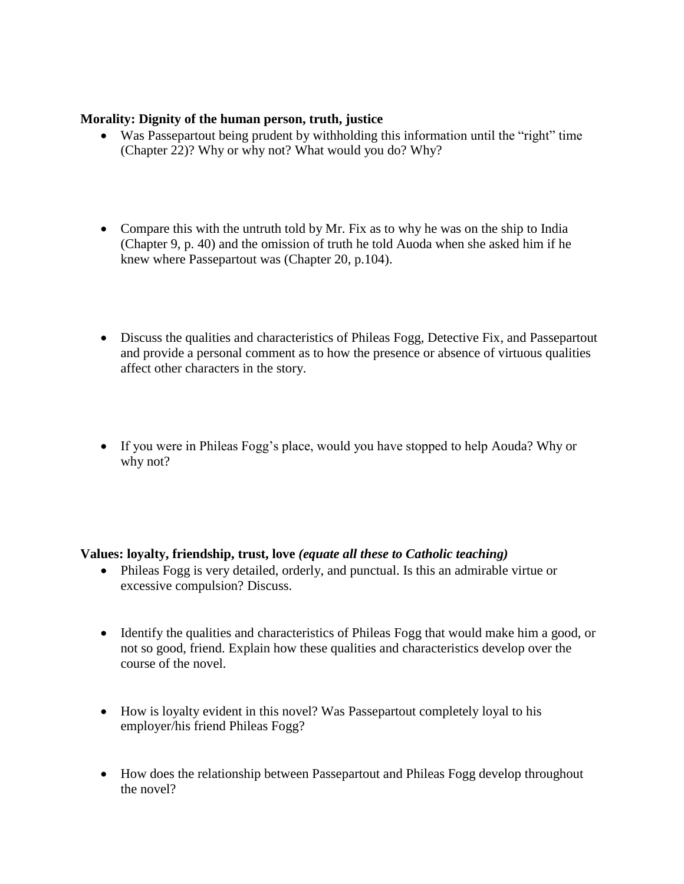**Morality: Dignity of the human person, truth, justice**

- Was Passepartout being prudent by withholding this information until the "right" time (Chapter 22)? Why or why not? What would you do? Why?

- Compare this with the untruth told by Mr. Fix as to why he was on the ship to India (Chapter 9, p. 40) and the omission of truth he told Auoda when she asked him if he knew where Passepartout was (Chapter 20, p.104).

- Discuss the qualities and characteristics of Phileas Fogg, Detective Fix, and Passepartout and provide a personal comment as to how the presence or absence of virtuous qualities affect other characters in the story.

- If you were in Phileas Fogg's place, would you have stopped to help Aouda? Why or why not?

**Values: loyalty, friendship, trust, love** ***(equate all these to Catholic teaching)***

- Phileas Fogg is very detailed, orderly, and punctual. Is this an admirable virtue or excessive compulsion? Discuss.

- Identify the qualities and characteristics of Phileas Fogg that would make him a good, or not so good, friend. Explain how these qualities and characteristics develop over the course of the novel.

- How is loyalty evident in this novel? Was Passepartout completely loyal to his employer/his friend Phileas Fogg?

- How does the relationship between Passepartout and Phileas Fogg develop throughout the novel?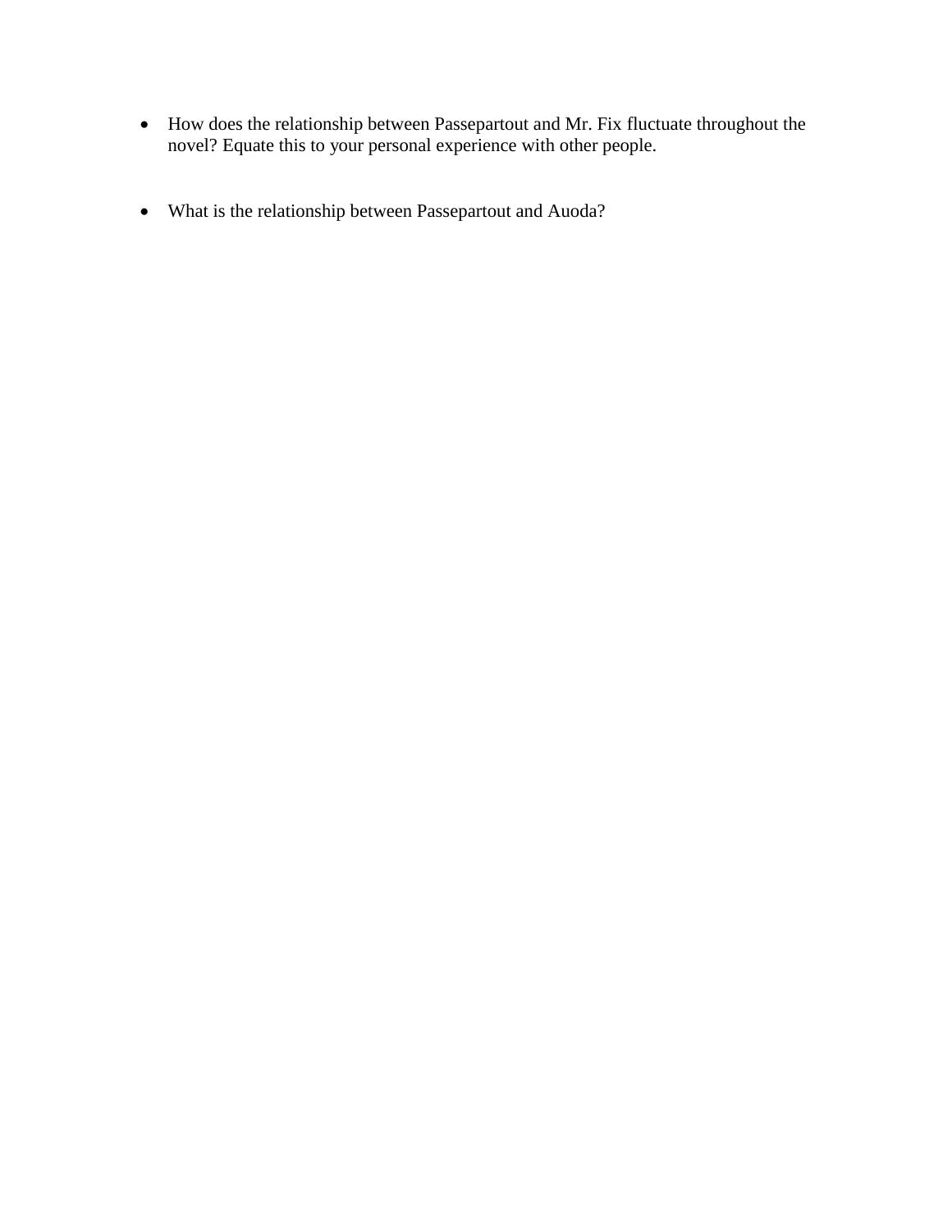- How does the relationship between Passepartout and Mr. Fix fluctuate throughout the novel? Equate this to your personal experience with other people.

- What is the relationship between Passepartout and Auoda?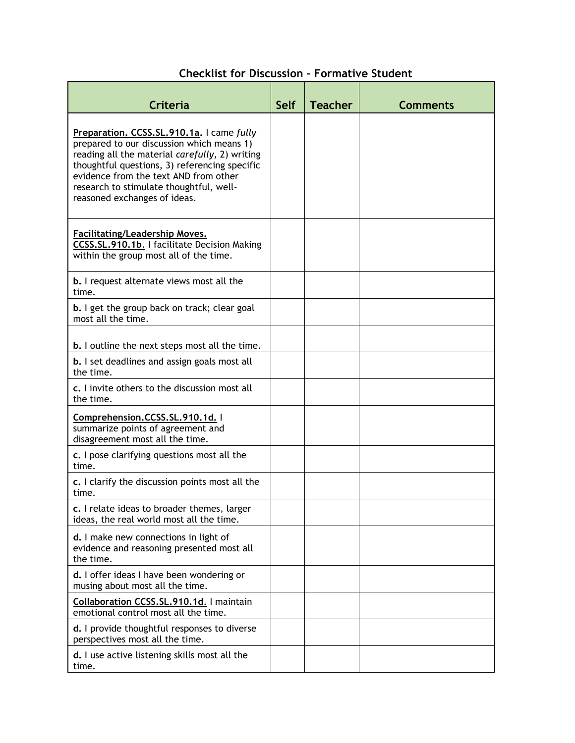## Checklist for Discussion – Formative Student

| Criteria | Self | Teacher | Comments |
|---|---|---|---|
| **Preparation. CCSS.SL.910.1a.** I came *fully* prepared to our discussion which means 1) reading all the material *carefully*, 2) writing thoughtful questions, 3) referencing specific evidence from the text AND from other research to stimulate thoughtful, well-reasoned exchanges of ideas. | | | |
| **Facilitating/Leadership Moves. CCSS.SL.910.1b.** I facilitate Decision Making within the group most all of the time. | | | |
| **b.** I request alternate views most all the time. | | | |
| **b.** I get the group back on track; clear goal most all the time. | | | |
| **b.** I outline the next steps most all the time. | | | |
| **b.** I set deadlines and assign goals most all the time. | | | |
| **c.** I invite others to the discussion most all the time. | | | |
| **Comprehension.CCSS.SL.910.1d.** I summarize points of agreement and disagreement most all the time. | | | |
| **c.** I pose clarifying questions most all the time. | | | |
| **c.** I clarify the discussion points most all the time. | | | |
| **c.** I relate ideas to broader themes, larger ideas, the real world most all the time. | | | |
| **d.** I make new connections in light of evidence and reasoning presented most all the time. | | | |
| **d.** I offer ideas I have been wondering or musing about most all the time. | | | |
| **Collaboration CCSS.SL.910.1d.** I maintain emotional control most all the time. | | | |
| **d.** I provide thoughtful responses to diverse perspectives most all the time. | | | |
| **d.** I use active listening skills most all the time. | | | |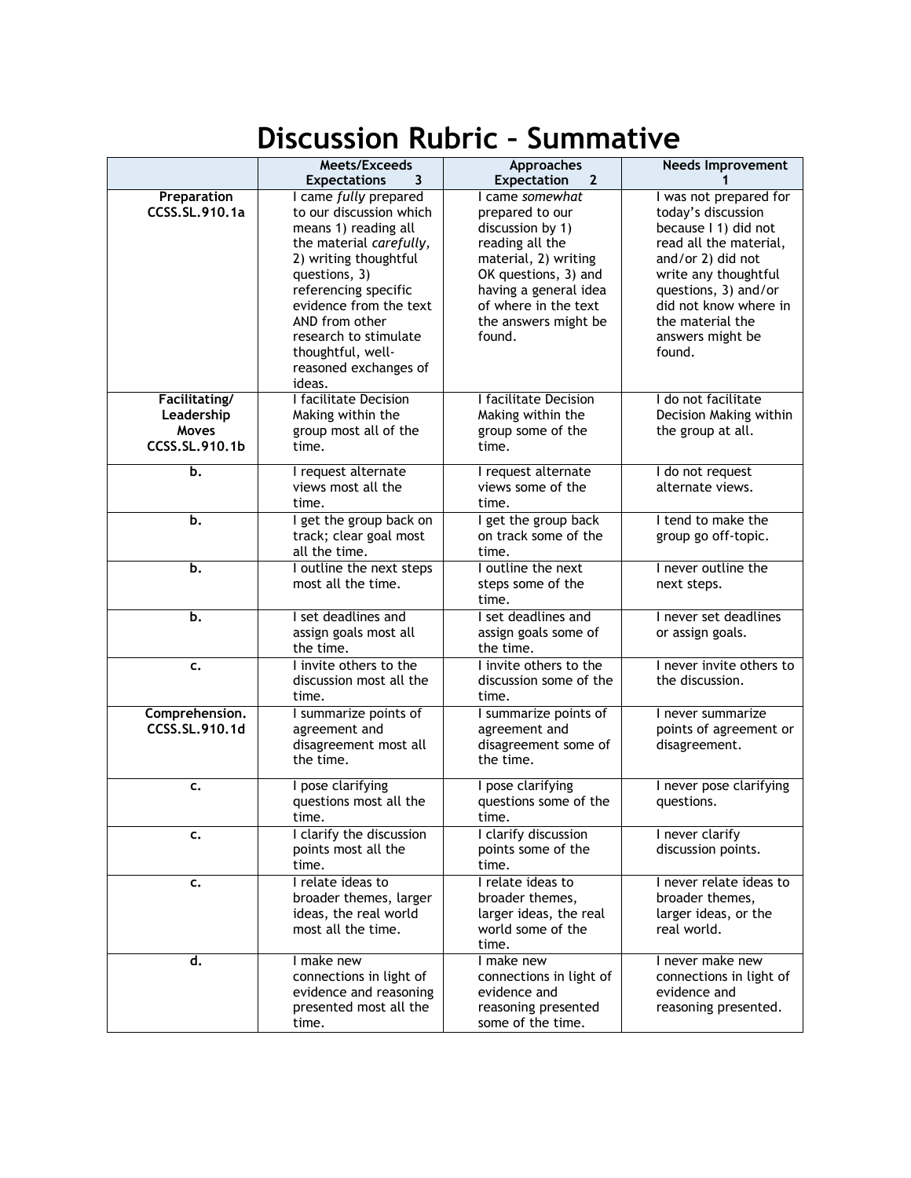# Discussion Rubric – Summative

| | Meets/Exceeds Expectations 3 | Approaches Expectation 2 | Needs Improvement 1 |
|---|---|---|---|
| **Preparation CCSS.SL.910.1a** | I came *fully* prepared to our discussion which means 1) reading all the material *carefully*, 2) writing thoughtful questions, 3) referencing specific evidence from the text AND from other research to stimulate thoughtful, well-reasoned exchanges of ideas. | I came *somewhat* prepared to our discussion by 1) reading all the material, 2) writing OK questions, 3) and having a general idea of where in the text the answers might be found. | I was not prepared for today's discussion because I 1) did not read all the material, and/or 2) did not write any thoughtful questions, 3) and/or did not know where in the material the answers might be found. |
| **Facilitating/ Leadership Moves CCSS.SL.910.1b** | I facilitate Decision Making within the group most all of the time. | I facilitate Decision Making within the group some of the time. | I do not facilitate Decision Making within the group at all. |
| **b.** | I request alternate views most all the time. | I request alternate views some of the time. | I do not request alternate views. |
| **b.** | I get the group back on track; clear goal most all the time. | I get the group back on track some of the time. | I tend to make the group go off-topic. |
| **b.** | I outline the next steps most all the time. | I outline the next steps some of the time. | I never outline the next steps. |
| **b.** | I set deadlines and assign goals most all the time. | I set deadlines and assign goals some of the time. | I never set deadlines or assign goals. |
| **c.** | I invite others to the discussion most all the time. | I invite others to the discussion some of the time. | I never invite others to the discussion. |
| **Comprehension. CCSS.SL.910.1d** | I summarize points of agreement and disagreement most all the time. | I summarize points of agreement and disagreement some of the time. | I never summarize points of agreement or disagreement. |
| **c.** | I pose clarifying questions most all the time. | I pose clarifying questions some of the time. | I never pose clarifying questions. |
| **c.** | I clarify the discussion points most all the time. | I clarify discussion points some of the time. | I never clarify discussion points. |
| **c.** | I relate ideas to broader themes, larger ideas, the real world most all the time. | I relate ideas to broader themes, larger ideas, the real world some of the time. | I never relate ideas to broader themes, larger ideas, or the real world. |
| **d.** | I make new connections in light of evidence and reasoning presented most all the time. | I make new connections in light of evidence and reasoning presented some of the time. | I never make new connections in light of evidence and reasoning presented. |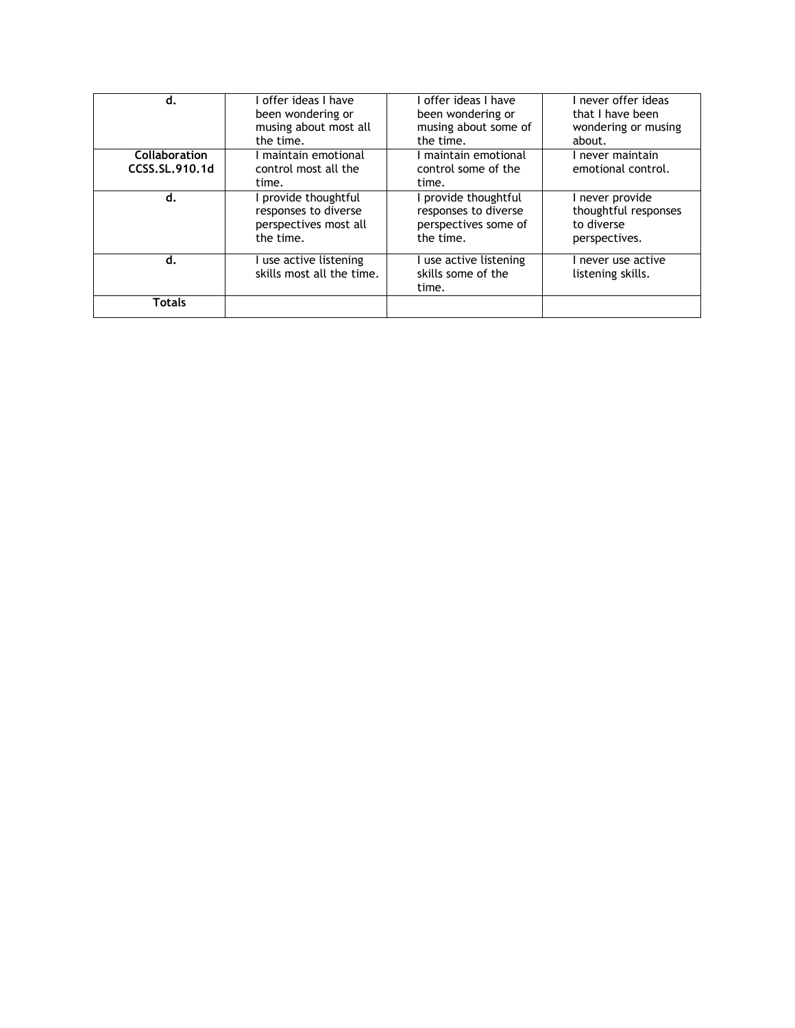| | | | |
|---|---|---|---|
| **d.** | I offer ideas I have been wondering or musing about most all the time. | I offer ideas I have been wondering or musing about some of the time. | I never offer ideas that I have been wondering or musing about. |
| **Collaboration CCSS.SL.910.1d** | I maintain emotional control most all the time. | I maintain emotional control some of the time. | I never maintain emotional control. |
| **d.** | I provide thoughtful responses to diverse perspectives most all the time. | I provide thoughtful responses to diverse perspectives some of the time. | I never provide thoughtful responses to diverse perspectives. |
| **d.** | I use active listening skills most all the time. | I use active listening skills some of the time. | I never use active listening skills. |
| **Totals** | | | |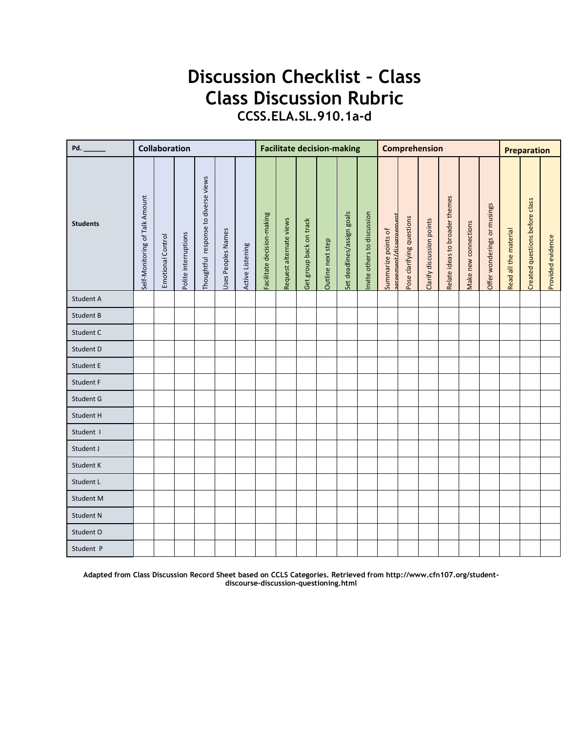# Discussion Checklist – Class
# Class Discussion Rubric
## CCSS.ELA.SL.910.1a-d

| Pd. ______ | Collaboration | | | | | | Facilitate decision-making | | | | | | Comprehension | | | | | | Preparation | | |
|---|---|---|---|---|---|---|---|---|---|---|---|---|---|---|---|---|---|---|---|---|---|
| Students | Self-Monitoring of Talk Amount | Emotional Control | Polite interruptions | Thoughtful response to diverse views | Uses Peoples Names | Active Listening | Facilitate decision-making | Request alternate views | Get group back on track | Outline next step | Set deadlines/assign goals | Invite others to discussion | Summarize points of agreement/disagreement | Pose clarifying questions | Clarify discussion points | Relate ideas to broader themes | Make new connections | Offer wonderings or musings | Read all the material | Created questions before class | Provided evidence |
| Student A | | | | | | | | | | | | | | | | | | | | | |
| Student B | | | | | | | | | | | | | | | | | | | | | |
| Student C | | | | | | | | | | | | | | | | | | | | | |
| Student D | | | | | | | | | | | | | | | | | | | | | |
| Student E | | | | | | | | | | | | | | | | | | | | | |
| Student F | | | | | | | | | | | | | | | | | | | | | |
| Student G | | | | | | | | | | | | | | | | | | | | | |
| Student H | | | | | | | | | | | | | | | | | | | | | |
| Student I | | | | | | | | | | | | | | | | | | | | | |
| Student J | | | | | | | | | | | | | | | | | | | | | |
| Student K | | | | | | | | | | | | | | | | | | | | | |
| Student L | | | | | | | | | | | | | | | | | | | | | |
| Student M | | | | | | | | | | | | | | | | | | | | | |
| Student N | | | | | | | | | | | | | | | | | | | | | |
| Student O | | | | | | | | | | | | | | | | | | | | | |
| Student P | | | | | | | | | | | | | | | | | | | | | |

**Adapted from Class Discussion Record Sheet based on CCLS Categories. Retrieved from http://www.cfn107.org/student-discourse-discussion-questioning.html**